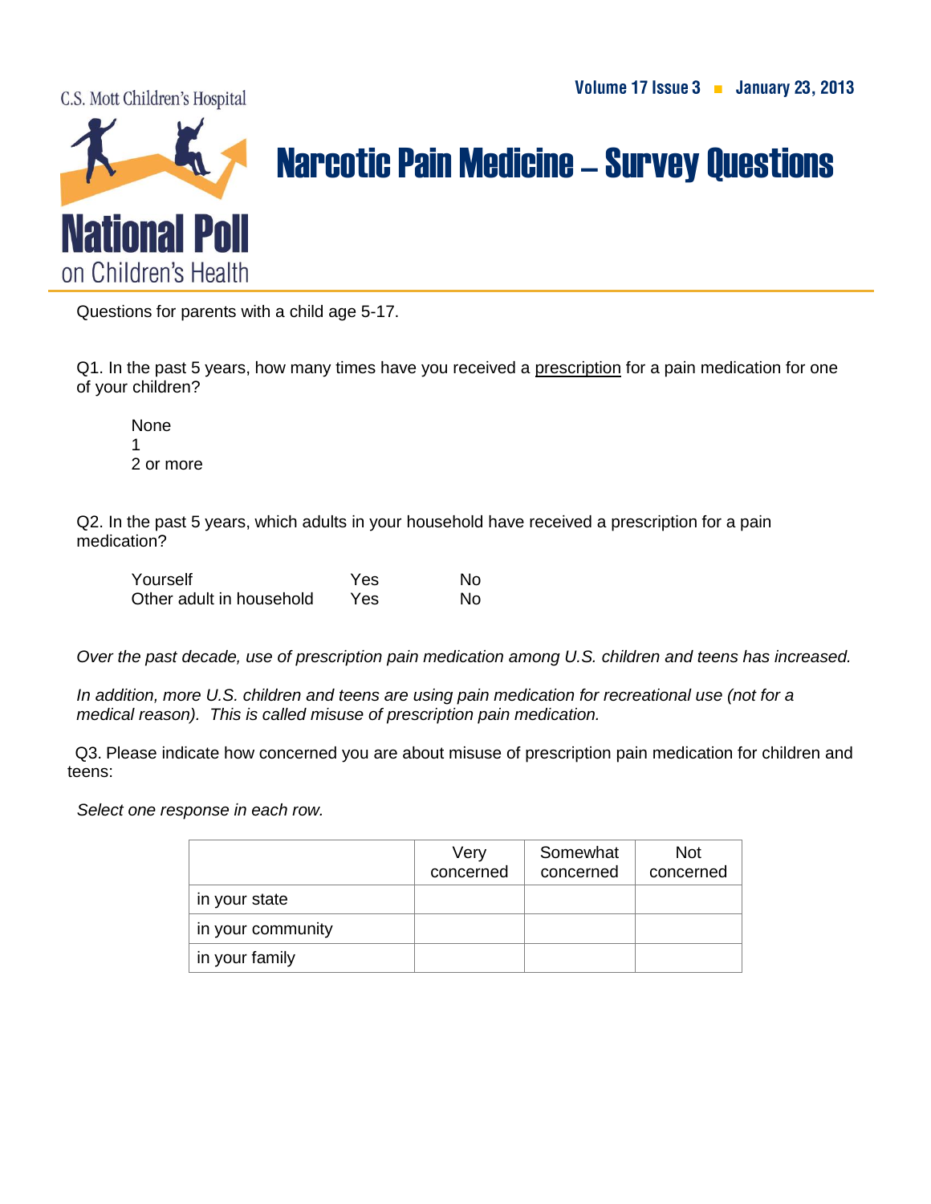C.S. Mott Children's Hospital

**National Poll** on Children's Health

Volume 17 Issue 3 ■ January 23, 2013

# Narcotic Pain Medicine – Survey Questions

Questions for parents with a child age 5-17.

Q1. In the past 5 years, how many times have you received a <u>prescription</u> for a pain medication for one of your children?

None
1
2 or more

Q2. In the past 5 years, which adults in your household have received a prescription for a pain medication?

| | | |
|---|---|---|
| Yourself | Yes | No |
| Other adult in household | Yes | No |

*Over the past decade, use of prescription pain medication among U.S. children and teens has increased.*

*In addition, more U.S. children and teens are using pain medication for recreational use (not for a medical reason). This is called misuse of prescription pain medication.*

Q3. Please indicate how concerned you are about misuse of prescription pain medication for children and teens:

*Select one response in each row.*

| | Very concerned | Somewhat concerned | Not concerned |
|---|---|---|---|
| in your state | | | |
| in your community | | | |
| in your family | | | |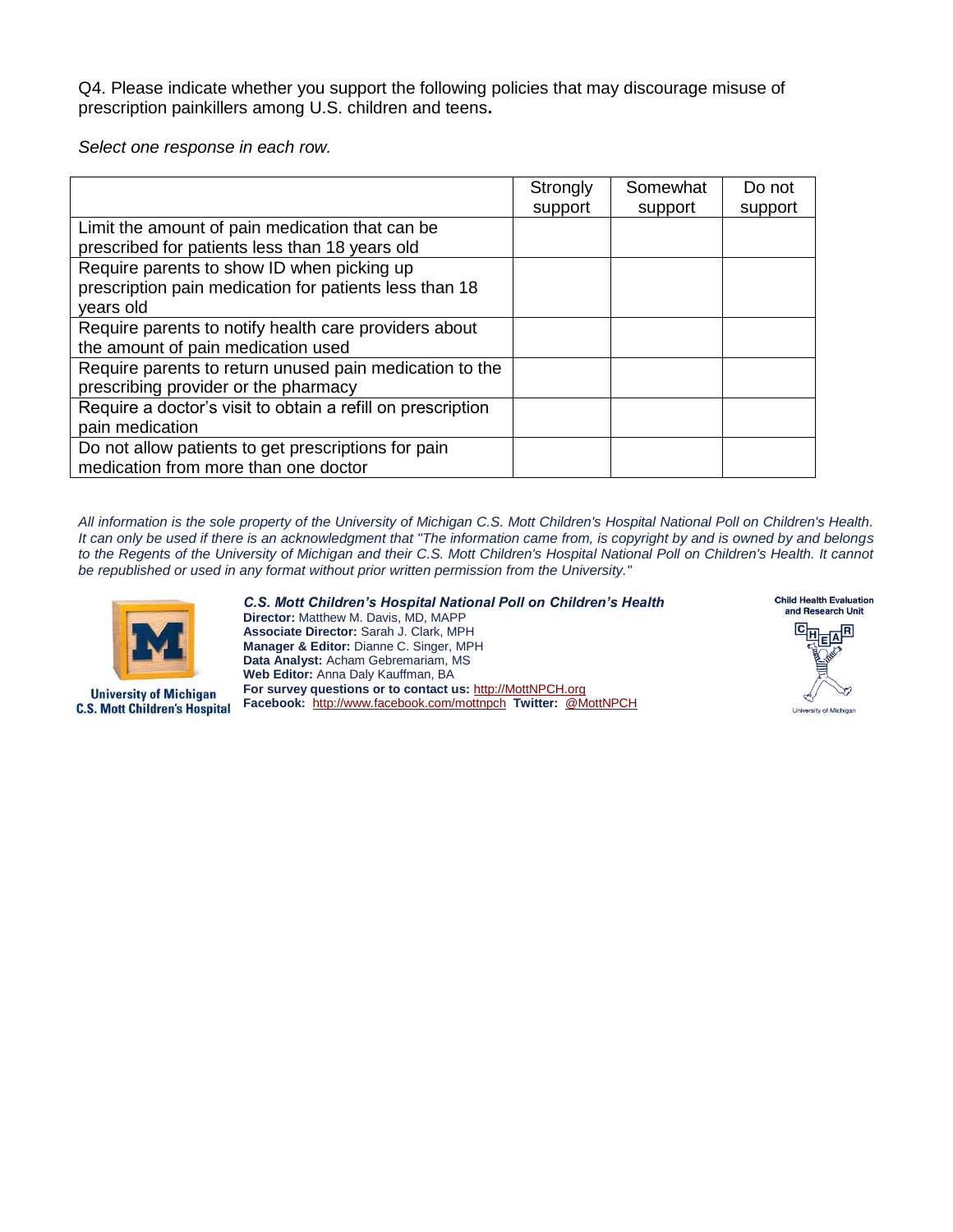Q4. Please indicate whether you support the following policies that may discourage misuse of prescription painkillers among U.S. children and teens**.**

*Select one response in each row.*

| | Strongly support | Somewhat support | Do not support |
|---|---|---|---|
| Limit the amount of pain medication that can be prescribed for patients less than 18 years old | | | |
| Require parents to show ID when picking up prescription pain medication for patients less than 18 years old | | | |
| Require parents to notify health care providers about the amount of pain medication used | | | |
| Require parents to return unused pain medication to the prescribing provider or the pharmacy | | | |
| Require a doctor's visit to obtain a refill on prescription pain medication | | | |
| Do not allow patients to get prescriptions for pain medication from more than one doctor | | | |

*All information is the sole property of the University of Michigan C.S. Mott Children's Hospital National Poll on Children's Health. It can only be used if there is an acknowledgment that "The information came from, is copyright by and is owned by and belongs to the Regents of the University of Michigan and their C.S. Mott Children's Hospital National Poll on Children's Health. It cannot be republished or used in any format without prior written permission from the University."*

University of Michigan
C.S. Mott Children's Hospital

***C.S. Mott Children's Hospital National Poll on Children's Health***
**Director:** Matthew M. Davis, MD, MAPP
**Associate Director:** Sarah J. Clark, MPH
**Manager & Editor:** Dianne C. Singer, MPH
**Data Analyst:** Acham Gebremariam, MS
**Web Editor:** Anna Daly Kauffman, BA
**For survey questions or to contact us:** http://MottNPCH.org
**Facebook:** http://www.facebook.com/mottnpch **Twitter:** @MottNPCH

Child Health Evaluation and Research Unit
CHEAR
University of Michigan